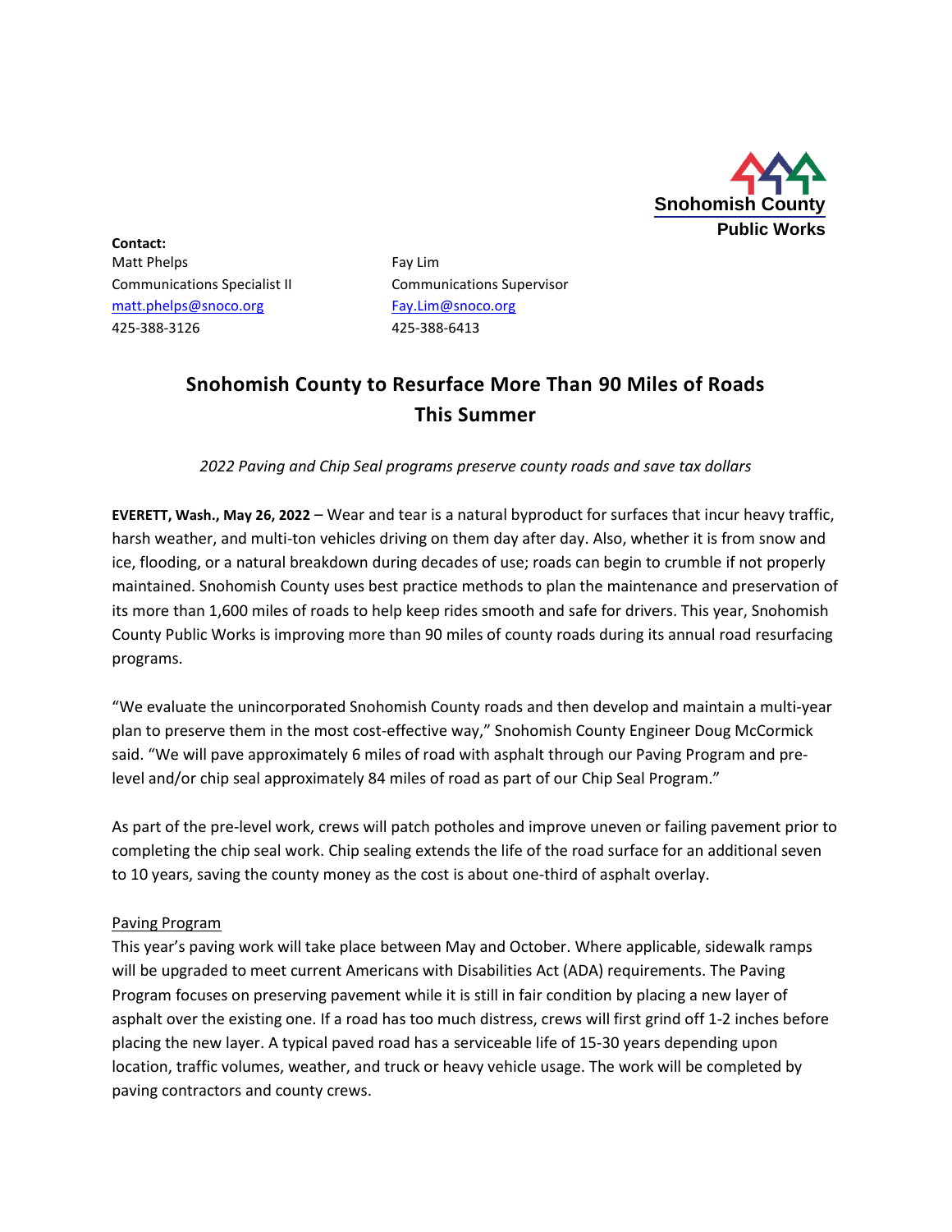Snohomish County
Public Works

**Contact:**

Matt Phelps
Communications Specialist II
matt.phelps@snoco.org
425-388-3126

Fay Lim
Communications Supervisor
Fay.Lim@snoco.org
425-388-6413

# Snohomish County to Resurface More Than 90 Miles of Roads This Summer

*2022 Paving and Chip Seal programs preserve county roads and save tax dollars*

**EVERETT, Wash., May 26, 2022** – Wear and tear is a natural byproduct for surfaces that incur heavy traffic, harsh weather, and multi-ton vehicles driving on them day after day. Also, whether it is from snow and ice, flooding, or a natural breakdown during decades of use; roads can begin to crumble if not properly maintained. Snohomish County uses best practice methods to plan the maintenance and preservation of its more than 1,600 miles of roads to help keep rides smooth and safe for drivers. This year, Snohomish County Public Works is improving more than 90 miles of county roads during its annual road resurfacing programs.

"We evaluate the unincorporated Snohomish County roads and then develop and maintain a multi-year plan to preserve them in the most cost-effective way," Snohomish County Engineer Doug McCormick said. "We will pave approximately 6 miles of road with asphalt through our Paving Program and pre-level and/or chip seal approximately 84 miles of road as part of our Chip Seal Program."

As part of the pre-level work, crews will patch potholes and improve uneven or failing pavement prior to completing the chip seal work. Chip sealing extends the life of the road surface for an additional seven to 10 years, saving the county money as the cost is about one-third of asphalt overlay.

## Paving Program

This year's paving work will take place between May and October. Where applicable, sidewalk ramps will be upgraded to meet current Americans with Disabilities Act (ADA) requirements. The Paving Program focuses on preserving pavement while it is still in fair condition by placing a new layer of asphalt over the existing one. If a road has too much distress, crews will first grind off 1-2 inches before placing the new layer. A typical paved road has a serviceable life of 15-30 years depending upon location, traffic volumes, weather, and truck or heavy vehicle usage. The work will be completed by paving contractors and county crews.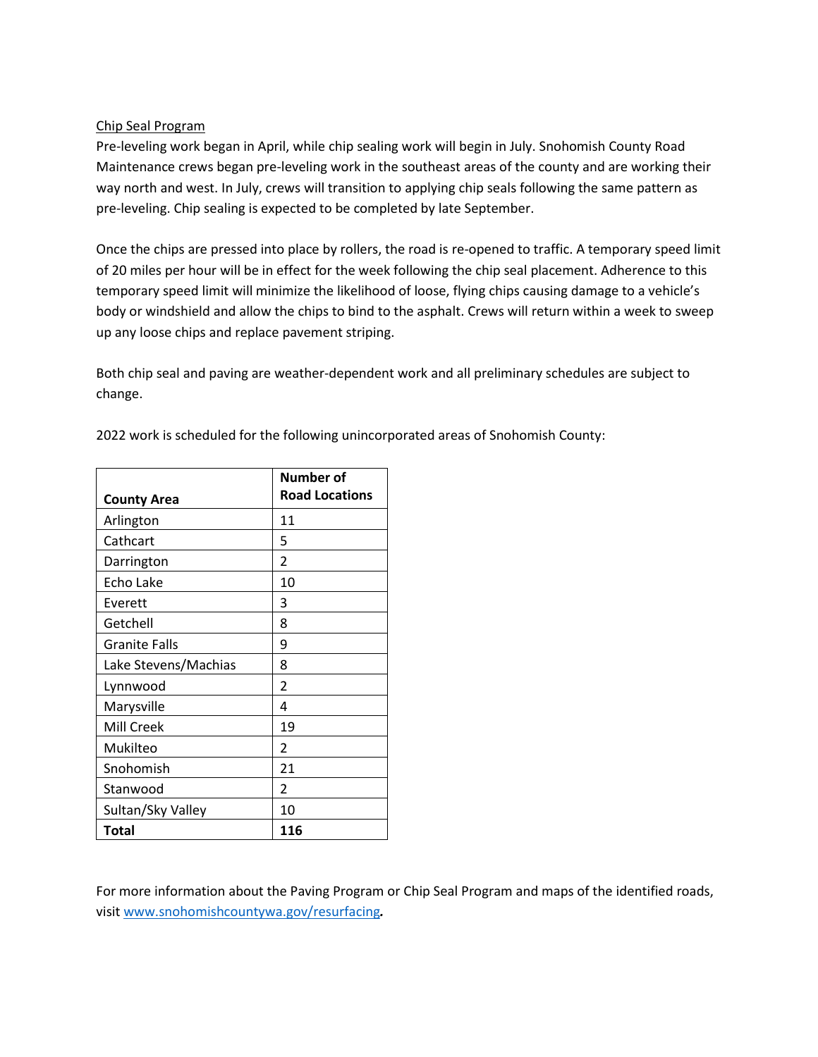## Chip Seal Program

Pre-leveling work began in April, while chip sealing work will begin in July. Snohomish County Road Maintenance crews began pre-leveling work in the southeast areas of the county and are working their way north and west. In July, crews will transition to applying chip seals following the same pattern as pre-leveling. Chip sealing is expected to be completed by late September.

Once the chips are pressed into place by rollers, the road is re-opened to traffic. A temporary speed limit of 20 miles per hour will be in effect for the week following the chip seal placement. Adherence to this temporary speed limit will minimize the likelihood of loose, flying chips causing damage to a vehicle's body or windshield and allow the chips to bind to the asphalt. Crews will return within a week to sweep up any loose chips and replace pavement striping.

Both chip seal and paving are weather-dependent work and all preliminary schedules are subject to change.

2022 work is scheduled for the following unincorporated areas of Snohomish County:

| County Area | Number of Road Locations |
|---|---|
| Arlington | 11 |
| Cathcart | 5 |
| Darrington | 2 |
| Echo Lake | 10 |
| Everett | 3 |
| Getchell | 8 |
| Granite Falls | 9 |
| Lake Stevens/Machias | 8 |
| Lynnwood | 2 |
| Marysville | 4 |
| Mill Creek | 19 |
| Mukilteo | 2 |
| Snohomish | 21 |
| Stanwood | 2 |
| Sultan/Sky Valley | 10 |
| **Total** | **116** |

For more information about the Paving Program or Chip Seal Program and maps of the identified roads, visit [www.snohomishcountywa.gov/resurfacing](http://www.snohomishcountywa.gov/resurfacing).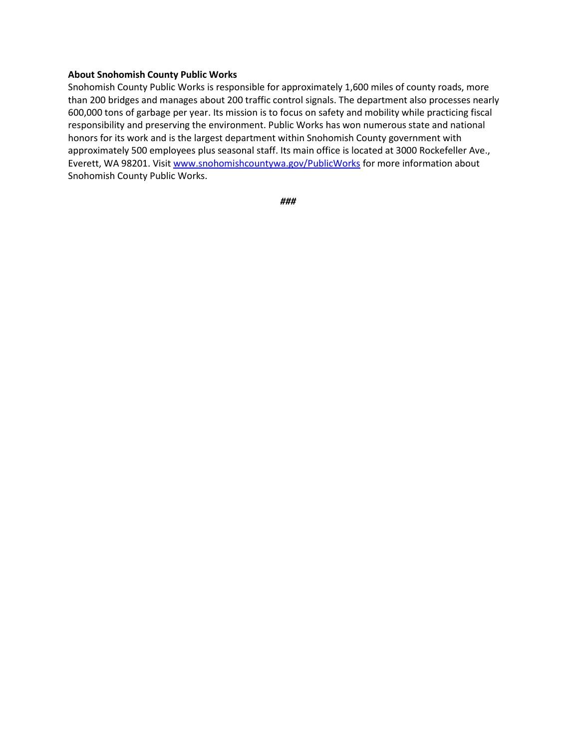**About Snohomish County Public Works**

Snohomish County Public Works is responsible for approximately 1,600 miles of county roads, more than 200 bridges and manages about 200 traffic control signals. The department also processes nearly 600,000 tons of garbage per year. Its mission is to focus on safety and mobility while practicing fiscal responsibility and preserving the environment. Public Works has won numerous state and national honors for its work and is the largest department within Snohomish County government with approximately 500 employees plus seasonal staff. Its main office is located at 3000 Rockefeller Ave., Everett, WA 98201. Visit [www.snohomishcountywa.gov/PublicWorks](http://www.snohomishcountywa.gov/PublicWorks) for more information about Snohomish County Public Works.

***###***